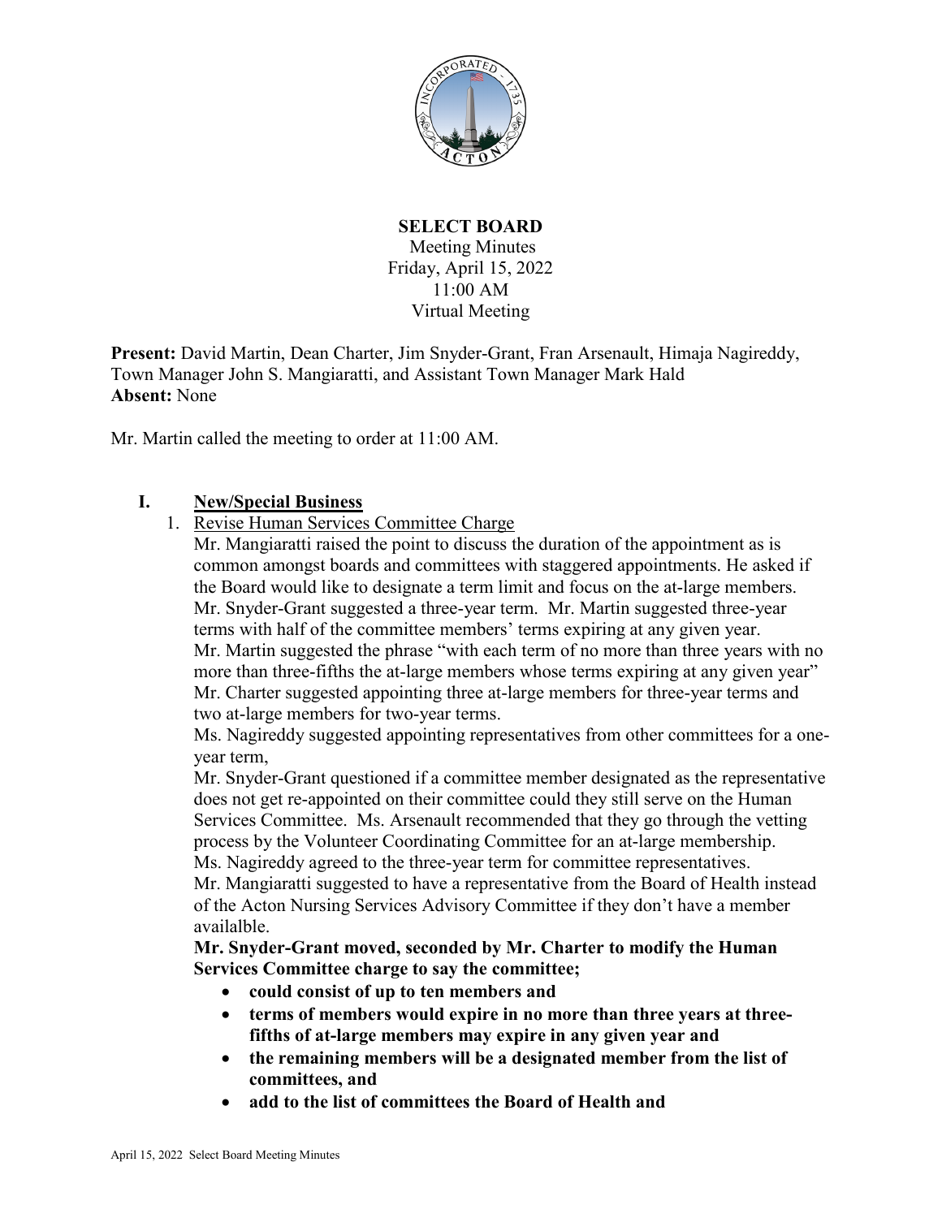**SELECT BOARD**

Meeting Minutes
Friday, April 15, 2022
11:00 AM
Virtual Meeting

**Present:** David Martin, Dean Charter, Jim Snyder-Grant, Fran Arsenault, Himaja Nagireddy, Town Manager John S. Mangiaratti, and Assistant Town Manager Mark Hald
**Absent:** None

Mr. Martin called the meeting to order at 11:00 AM.

## I. New/Special Business

1. Revise Human Services Committee Charge

Mr. Mangiaratti raised the point to discuss the duration of the appointment as is common amongst boards and committees with staggered appointments. He asked if the Board would like to designate a term limit and focus on the at-large members. Mr. Snyder-Grant suggested a three-year term. Mr. Martin suggested three-year terms with half of the committee members' terms expiring at any given year. Mr. Martin suggested the phrase "with each term of no more than three years with no more than three-fifths the at-large members whose terms expiring at any given year" Mr. Charter suggested appointing three at-large members for three-year terms and two at-large members for two-year terms.

Ms. Nagireddy suggested appointing representatives from other committees for a one-year term,

Mr. Snyder-Grant questioned if a committee member designated as the representative does not get re-appointed on their committee could they still serve on the Human Services Committee. Ms. Arsenault recommended that they go through the vetting process by the Volunteer Coordinating Committee for an at-large membership.

Ms. Nagireddy agreed to the three-year term for committee representatives.

Mr. Mangiaratti suggested to have a representative from the Board of Health instead of the Acton Nursing Services Advisory Committee if they don't have a member availalble.

**Mr. Snyder-Grant moved, seconded by Mr. Charter to modify the Human Services Committee charge to say the committee;**

- **could consist of up to ten members and**
- **terms of members would expire in no more than three years at three-fifths of at-large members may expire in any given year and**
- **the remaining members will be a designated member from the list of committees, and**
- **add to the list of committees the Board of Health and**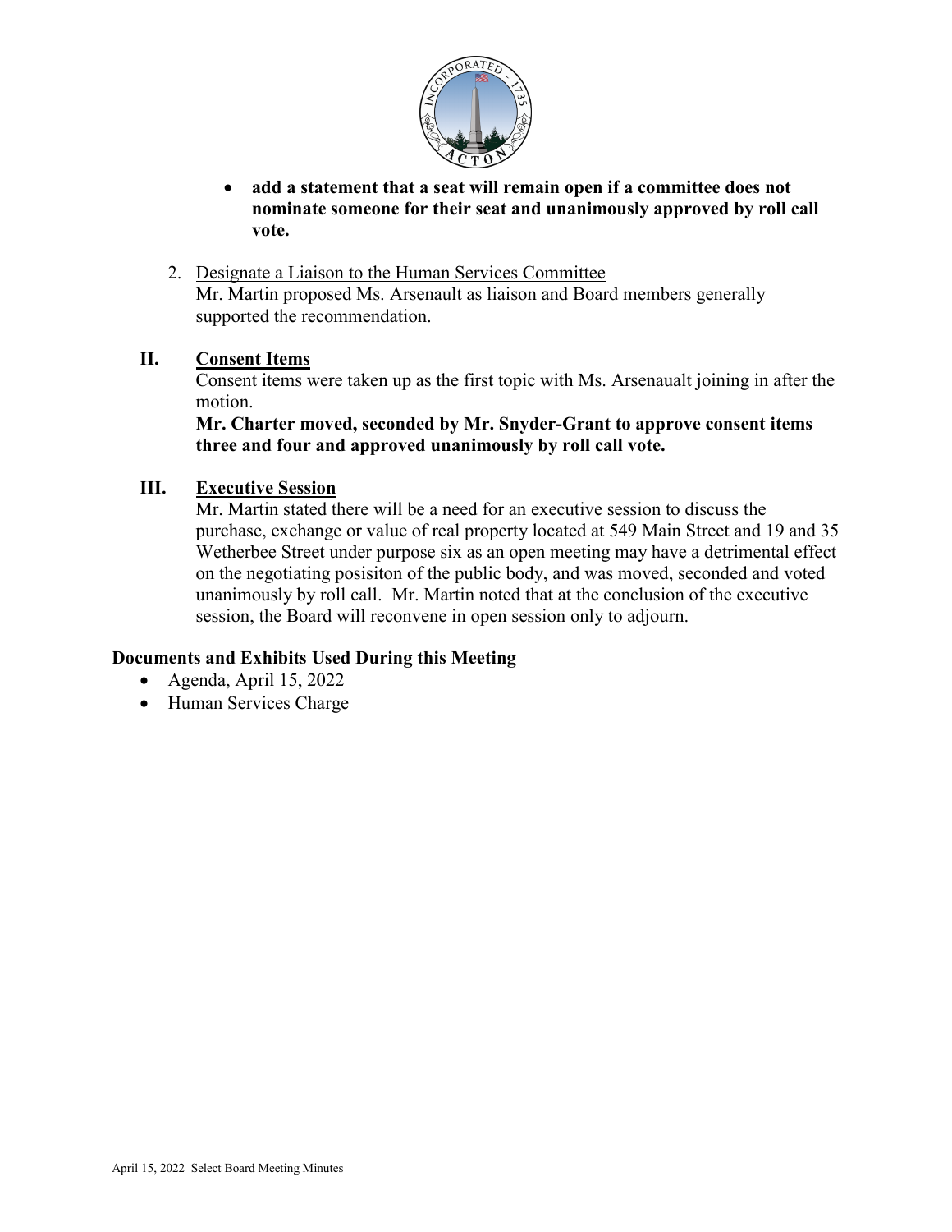- **add a statement that a seat will remain open if a committee does not nominate someone for their seat and unanimously approved by roll call vote.**

2. Designate a Liaison to the Human Services Committee
   Mr. Martin proposed Ms. Arsenault as liaison and Board members generally supported the recommendation.

## II. Consent Items

Consent items were taken up as the first topic with Ms. Arsenaualt joining in after the motion.

**Mr. Charter moved, seconded by Mr. Snyder-Grant to approve consent items three and four and approved unanimously by roll call vote.**

## III. Executive Session

Mr. Martin stated there will be a need for an executive session to discuss the purchase, exchange or value of real property located at 549 Main Street and 19 and 35 Wetherbee Street under purpose six as an open meeting may have a detrimental effect on the negotiating posisiton of the public body, and was moved, seconded and voted unanimously by roll call. Mr. Martin noted that at the conclusion of the executive session, the Board will reconvene in open session only to adjourn.

### Documents and Exhibits Used During this Meeting

- Agenda, April 15, 2022
- Human Services Charge